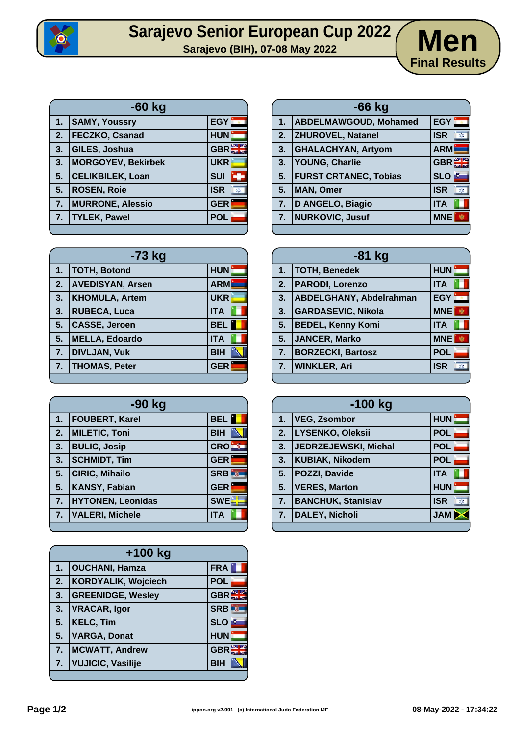# Sarajevo Senior European Cup 2022

**Sarajevo (BIH), 07-08 May 2022**

## Men

**Final Results**

### -60 kg

| Rank | Name | Nation |
|---|---|---|
| 1. | SAMY, Youssry | EGY |
| 2. | FECZKO, Csanad | HUN |
| 3. | GILES, Joshua | GBR |
| 3. | MORGOYEV, Bekirbek | UKR |
| 5. | CELIKBILEK, Loan | SUI |
| 5. | ROSEN, Roie | ISR |
| 7. | MURRONE, Alessio | GER |
| 7. | TYLEK, Pawel | POL |

### -66 kg

| Rank | Name | Nation |
|---|---|---|
| 1. | ABDELMAWGOUD, Mohamed | EGY |
| 2. | ZHUROVEL, Natanel | ISR |
| 3. | GHALACHYAN, Artyom | ARM |
| 3. | YOUNG, Charlie | GBR |
| 5. | FURST CRTANEC, Tobias | SLO |
| 5. | MAN, Omer | ISR |
| 7. | D ANGELO, Biagio | ITA |
| 7. | NURKOVIC, Jusuf | MNE |

### -73 kg

| Rank | Name | Nation |
|---|---|---|
| 1. | TOTH, Botond | HUN |
| 2. | AVEDISYAN, Arsen | ARM |
| 3. | KHOMULA, Artem | UKR |
| 3. | RUBECA, Luca | ITA |
| 5. | CASSE, Jeroen | BEL |
| 5. | MELLA, Edoardo | ITA |
| 7. | DIVLJAN, Vuk | BIH |
| 7. | THOMAS, Peter | GER |

### -81 kg

| Rank | Name | Nation |
|---|---|---|
| 1. | TOTH, Benedek | HUN |
| 2. | PARODI, Lorenzo | ITA |
| 3. | ABDELGHANY, Abdelrahman | EGY |
| 3. | GARDASEVIC, Nikola | MNE |
| 5. | BEDEL, Kenny Komi | ITA |
| 5. | JANCER, Marko | MNE |
| 7. | BORZECKI, Bartosz | POL |
| 7. | WINKLER, Ari | ISR |

### -90 kg

| Rank | Name | Nation |
|---|---|---|
| 1. | FOUBERT, Karel | BEL |
| 2. | MILETIC, Toni | BIH |
| 3. | BULIC, Josip | CRO |
| 3. | SCHMIDT, Tim | GER |
| 5. | CIRIC, Mihailo | SRB |
| 5. | KANSY, Fabian | GER |
| 7. | HYTONEN, Leonidas | SWE |
| 7. | VALERI, Michele | ITA |

### -100 kg

| Rank | Name | Nation |
|---|---|---|
| 1. | VEG, Zsombor | HUN |
| 2. | LYSENKO, Oleksii | POL |
| 3. | JEDRZEJEWSKI, Michal | POL |
| 3. | KUBIAK, Nikodem | POL |
| 5. | POZZI, Davide | ITA |
| 5. | VERES, Marton | HUN |
| 7. | BANCHUK, Stanislav | ISR |
| 7. | DALEY, Nicholi | JAM |

### +100 kg

| Rank | Name | Nation |
|---|---|---|
| 1. | OUCHANI, Hamza | FRA |
| 2. | KORDYALIK, Wojciech | POL |
| 3. | GREENIDGE, Wesley | GBR |
| 3. | VRACAR, Igor | SRB |
| 5. | KELC, Tim | SLO |
| 5. | VARGA, Donat | HUN |
| 7. | MCWATT, Andrew | GBR |
| 7. | VUJICIC, Vasilije | BIH |

ippon.org v2.991 (c) International Judo Federation IJF

08-May-2022 - 17:34:22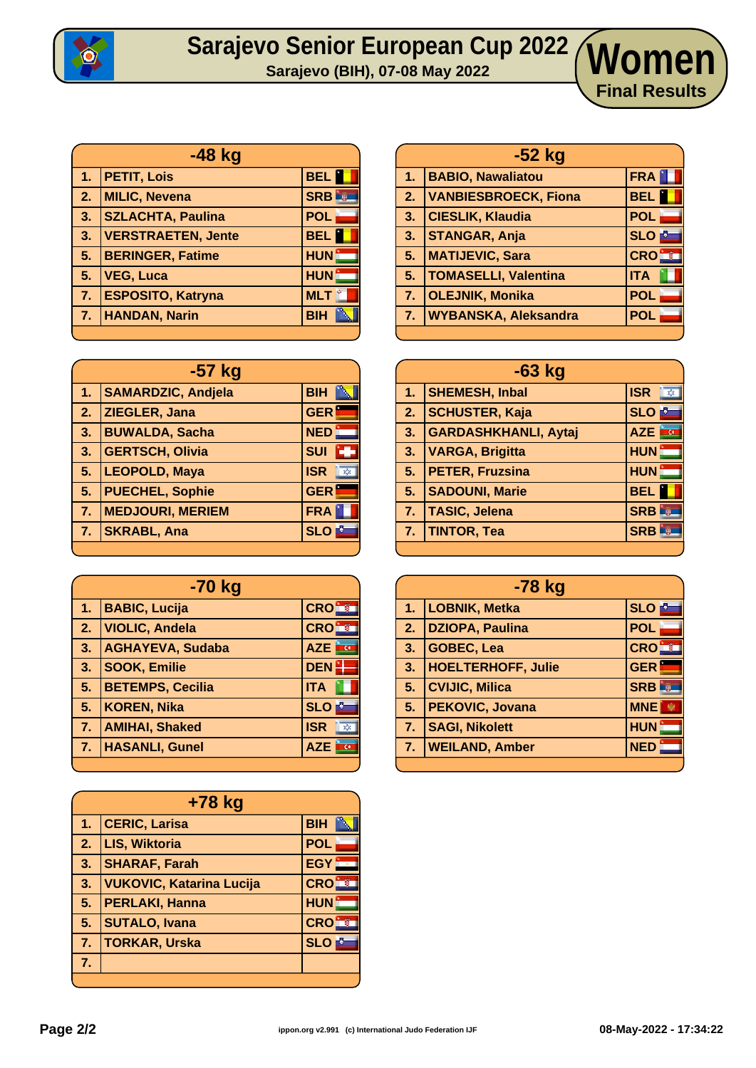# Sarajevo Senior European Cup 2022

**Sarajevo (BIH), 07-08 May 2022**

## Women
**Final Results**

### -48 kg

| | | |
|---|---|---|
| 1. | PETIT, Lois | BEL |
| 2. | MILIC, Nevena | SRB |
| 3. | SZLACHTA, Paulina | POL |
| 3. | VERSTRAETEN, Jente | BEL |
| 5. | BERINGER, Fatime | HUN |
| 5. | VEG, Luca | HUN |
| 7. | ESPOSITO, Katryna | MLT |
| 7. | HANDAN, Narin | BIH |

### -52 kg

| | | |
|---|---|---|
| 1. | BABIO, Nawaliatou | FRA |
| 2. | VANBIESBROECK, Fiona | BEL |
| 3. | CIESLIK, Klaudia | POL |
| 3. | STANGAR, Anja | SLO |
| 5. | MATIJEVIC, Sara | CRO |
| 5. | TOMASELLI, Valentina | ITA |
| 7. | OLEJNIK, Monika | POL |
| 7. | WYBANSKA, Aleksandra | POL |

### -57 kg

| | | |
|---|---|---|
| 1. | SAMARDZIC, Andjela | BIH |
| 2. | ZIEGLER, Jana | GER |
| 3. | BUWALDA, Sacha | NED |
| 3. | GERTSCH, Olivia | SUI |
| 5. | LEOPOLD, Maya | ISR |
| 5. | PUECHEL, Sophie | GER |
| 7. | MEDJOURI, MERIEM | FRA |
| 7. | SKRABL, Ana | SLO |

### -63 kg

| | | |
|---|---|---|
| 1. | SHEMESH, Inbal | ISR |
| 2. | SCHUSTER, Kaja | SLO |
| 3. | GARDASHKHANLI, Aytaj | AZE |
| 3. | VARGA, Brigitta | HUN |
| 5. | PETER, Fruzsina | HUN |
| 5. | SADOUNI, Marie | BEL |
| 7. | TASIC, Jelena | SRB |
| 7. | TINTOR, Tea | SRB |

### -70 kg

| | | |
|---|---|---|
| 1. | BABIC, Lucija | CRO |
| 2. | VIOLIC, Andela | CRO |
| 3. | AGHAYEVA, Sudaba | AZE |
| 3. | SOOK, Emilie | DEN |
| 5. | BETEMPS, Cecilia | ITA |
| 5. | KOREN, Nika | SLO |
| 7. | AMIHAI, Shaked | ISR |
| 7. | HASANLI, Gunel | AZE |

### -78 kg

| | | |
|---|---|---|
| 1. | LOBNIK, Metka | SLO |
| 2. | DZIOPA, Paulina | POL |
| 3. | GOBEC, Lea | CRO |
| 3. | HOELTERHOFF, Julie | GER |
| 5. | CVIJIC, Milica | SRB |
| 5. | PEKOVIC, Jovana | MNE |
| 7. | SAGI, Nikolett | HUN |
| 7. | WEILAND, Amber | NED |

### +78 kg

| | | |
|---|---|---|
| 1. | CERIC, Larisa | BIH |
| 2. | LIS, Wiktoria | POL |
| 3. | SHARAF, Farah | EGY |
| 3. | VUKOVIC, Katarina Lucija | CRO |
| 5. | PERLAKI, Hanna | HUN |
| 5. | SUTALO, Ivana | CRO |
| 7. | TORKAR, Urska | SLO |
| 7. | | |

ippon.org v2.991 (c) International Judo Federation IJF

08-May-2022 - 17:34:22